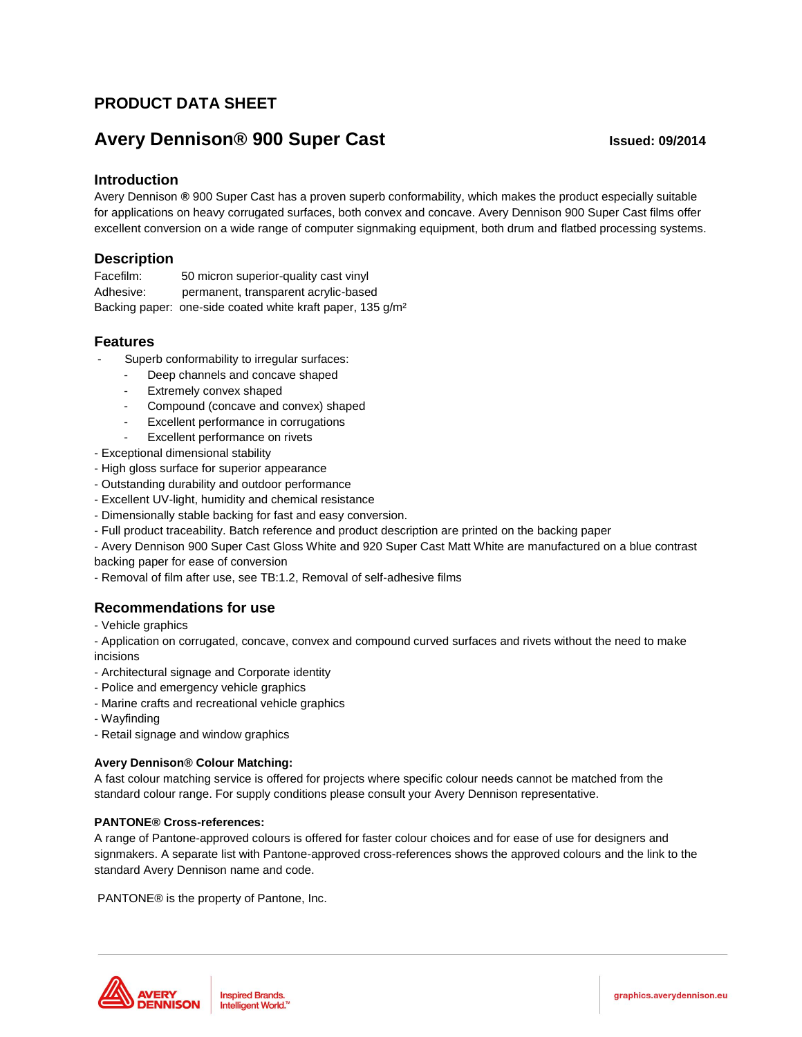# PRODUCT DATA SHEET

## Avery Dennison® 900 Super Cast

**Issued: 09/2014**

### Introduction

Avery Dennison ® 900 Super Cast has a proven superb conformability, which makes the product especially suitable for applications on heavy corrugated surfaces, both convex and concave. Avery Dennison 900 Super Cast films offer excellent conversion on a wide range of computer signmaking equipment, both drum and flatbed processing systems.

### Description

Facefilm: 50 micron superior-quality cast vinyl
Adhesive: permanent, transparent acrylic-based
Backing paper: one-side coated white kraft paper, 135 g/m²

### Features

- Superb conformability to irregular surfaces:
  - Deep channels and concave shaped
  - Extremely convex shaped
  - Compound (concave and convex) shaped
  - Excellent performance in corrugations
  - Excellent performance on rivets
- Exceptional dimensional stability
- High gloss surface for superior appearance
- Outstanding durability and outdoor performance
- Excellent UV-light, humidity and chemical resistance
- Dimensionally stable backing for fast and easy conversion.
- Full product traceability. Batch reference and product description are printed on the backing paper
- Avery Dennison 900 Super Cast Gloss White and 920 Super Cast Matt White are manufactured on a blue contrast backing paper for ease of conversion
- Removal of film after use, see TB:1.2, Removal of self-adhesive films

### Recommendations for use

- Vehicle graphics
- Application on corrugated, concave, convex and compound curved surfaces and rivets without the need to make incisions
- Architectural signage and Corporate identity
- Police and emergency vehicle graphics
- Marine crafts and recreational vehicle graphics
- Wayfinding
- Retail signage and window graphics

**Avery Dennison® Colour Matching:**

A fast colour matching service is offered for projects where specific colour needs cannot be matched from the standard colour range. For supply conditions please consult your Avery Dennison representative.

**PANTONE® Cross-references:**

A range of Pantone-approved colours is offered for faster colour choices and for ease of use for designers and signmakers. A separate list with Pantone-approved cross-references shows the approved colours and the link to the standard Avery Dennison name and code.

PANTONE® is the property of Pantone, Inc.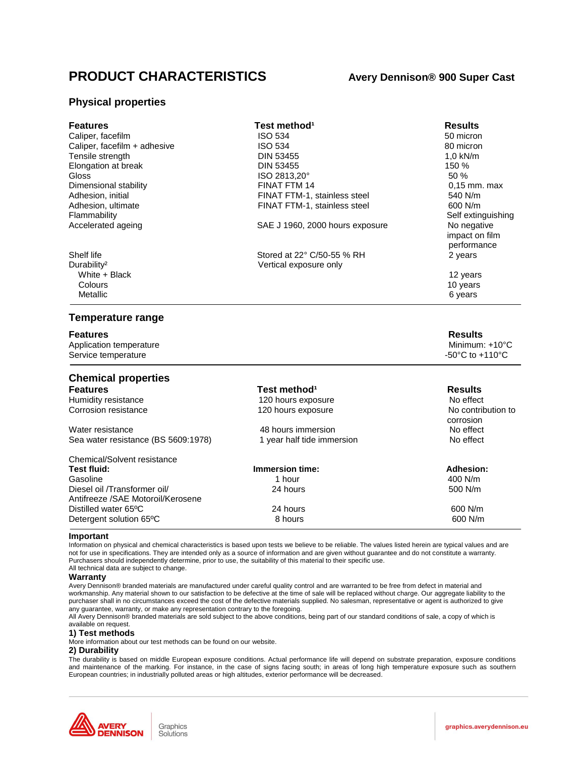# PRODUCT CHARACTERISTICS

**Avery Dennison® 900 Super Cast**

## Physical properties

| Features | Test method[1] | Results |
|---|---|---|
| Caliper, facefilm | ISO 534 | 50 micron |
| Caliper, facefilm + adhesive | ISO 534 | 80 micron |
| Tensile strength | DIN 53455 | 1,0 kN/m |
| Elongation at break | DIN 53455 | 150 % |
| Gloss | ISO 2813,20° | 50 % |
| Dimensional stability | FINAT FTM 14 | 0,15 mm. max |
| Adhesion, initial | FINAT FTM-1, stainless steel | 540 N/m |
| Adhesion, ultimate | FINAT FTM-1, stainless steel | 600 N/m |
| Flammability | | Self extinguishing |
| Accelerated ageing | SAE J 1960, 2000 hours exposure | No negative impact on film performance |
| Shelf life | Stored at 22° C/50-55 % RH | 2 years |
| Durability[2] | Vertical exposure only | |
| White + Black | | 12 years |
| Colours | | 10 years |
| Metallic | | 6 years |

## Temperature range

| Features | Results |
|---|---|
| Application temperature | Minimum: +10°C |
| Service temperature | -50°C to +110°C |

## Chemical properties

| Features | Test method[1] | Results |
|---|---|---|
| Humidity resistance | 120 hours exposure | No effect |
| Corrosion resistance | 120 hours exposure | No contribution to corrosion |
| Water resistance | 48 hours immersion | No effect |
| Sea water resistance (BS 5609:1978) | 1 year half tide immersion | No effect |

Chemical/Solvent resistance

| Test fluid: | Immersion time: | Adhesion: |
|---|---|---|
| Gasoline | 1 hour | 400 N/m |
| Diesel oil /Transformer oil/ Antifreeze /SAE Motoroil/Kerosene | 24 hours | 500 N/m |
| Distilled water 65ºC | 24 hours | 600 N/m |
| Detergent solution 65ºC | 8 hours | 600 N/m |

### Important

Information on physical and chemical characteristics is based upon tests we believe to be reliable. The values listed herein are typical values and are not for use in specifications. They are intended only as a source of information and are given without guarantee and do not constitute a warranty. Purchasers should independently determine, prior to use, the suitability of this material to their specific use.
All technical data are subject to change.

### Warranty

Avery Dennison® branded materials are manufactured under careful quality control and are warranted to be free from defect in material and workmanship. Any material shown to our satisfaction to be defective at the time of sale will be replaced without charge. Our aggregate liability to the purchaser shall in no circumstances exceed the cost of the defective materials supplied. No salesman, representative or agent is authorized to give any guarantee, warranty, or make any representation contrary to the foregoing.
All Avery Dennison® branded materials are sold subject to the above conditions, being part of our standard conditions of sale, a copy of which is available on request.

### 1) Test methods

More information about our test methods can be found on our website.

### 2) Durability

The durability is based on middle European exposure conditions. Actual performance life will depend on substrate preparation, exposure conditions and maintenance of the marking. For instance, in the case of signs facing south; in areas of long high temperature exposure such as southern European countries; in industrially polluted areas or high altitudes, exterior performance will be decreased.

AVERY DENNISON Graphics Solutions

graphics.averydennison.eu